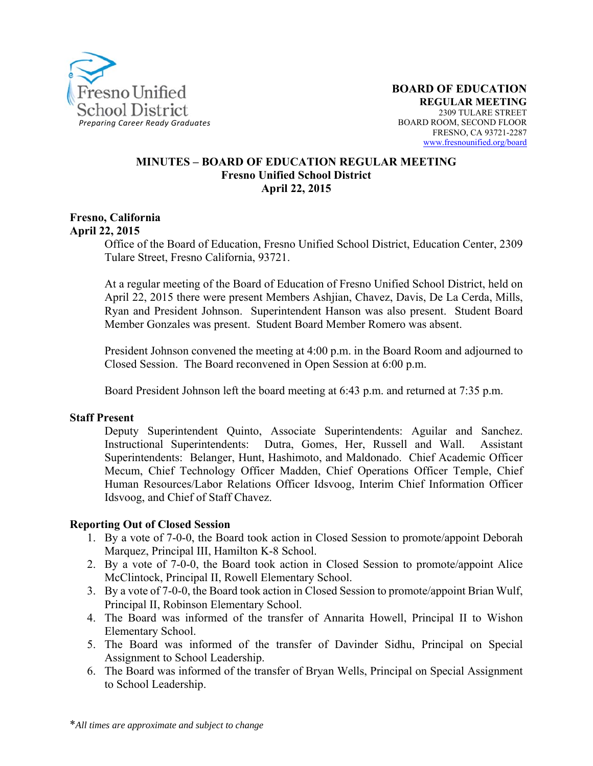Fresno Unified School District
*Preparing Career Ready Graduates*

**BOARD OF EDUCATION**
**REGULAR MEETING**
2309 TULARE STREET
BOARD ROOM, SECOND FLOOR
FRESNO, CA 93721-2287
www.fresnounified.org/board

# MINUTES – BOARD OF EDUCATION REGULAR MEETING
## Fresno Unified School District
## April 22, 2015

**Fresno, California**
**April 22, 2015**

Office of the Board of Education, Fresno Unified School District, Education Center, 2309 Tulare Street, Fresno California, 93721.

At a regular meeting of the Board of Education of Fresno Unified School District, held on April 22, 2015 there were present Members Ashjian, Chavez, Davis, De La Cerda, Mills, Ryan and President Johnson. Superintendent Hanson was also present. Student Board Member Gonzales was present. Student Board Member Romero was absent.

President Johnson convened the meeting at 4:00 p.m. in the Board Room and adjourned to Closed Session. The Board reconvened in Open Session at 6:00 p.m.

Board President Johnson left the board meeting at 6:43 p.m. and returned at 7:35 p.m.

**Staff Present**

Deputy Superintendent Quinto, Associate Superintendents: Aguilar and Sanchez. Instructional Superintendents: Dutra, Gomes, Her, Russell and Wall. Assistant Superintendents: Belanger, Hunt, Hashimoto, and Maldonado. Chief Academic Officer Mecum, Chief Technology Officer Madden, Chief Operations Officer Temple, Chief Human Resources/Labor Relations Officer Idsvoog, Interim Chief Information Officer Idsvoog, and Chief of Staff Chavez.

**Reporting Out of Closed Session**

1. By a vote of 7-0-0, the Board took action in Closed Session to promote/appoint Deborah Marquez, Principal III, Hamilton K-8 School.
2. By a vote of 7-0-0, the Board took action in Closed Session to promote/appoint Alice McClintock, Principal II, Rowell Elementary School.
3. By a vote of 7-0-0, the Board took action in Closed Session to promote/appoint Brian Wulf, Principal II, Robinson Elementary School.
4. The Board was informed of the transfer of Annarita Howell, Principal II to Wishon Elementary School.
5. The Board was informed of the transfer of Davinder Sidhu, Principal on Special Assignment to School Leadership.
6. The Board was informed of the transfer of Bryan Wells, Principal on Special Assignment to School Leadership.

*All times are approximate and subject to change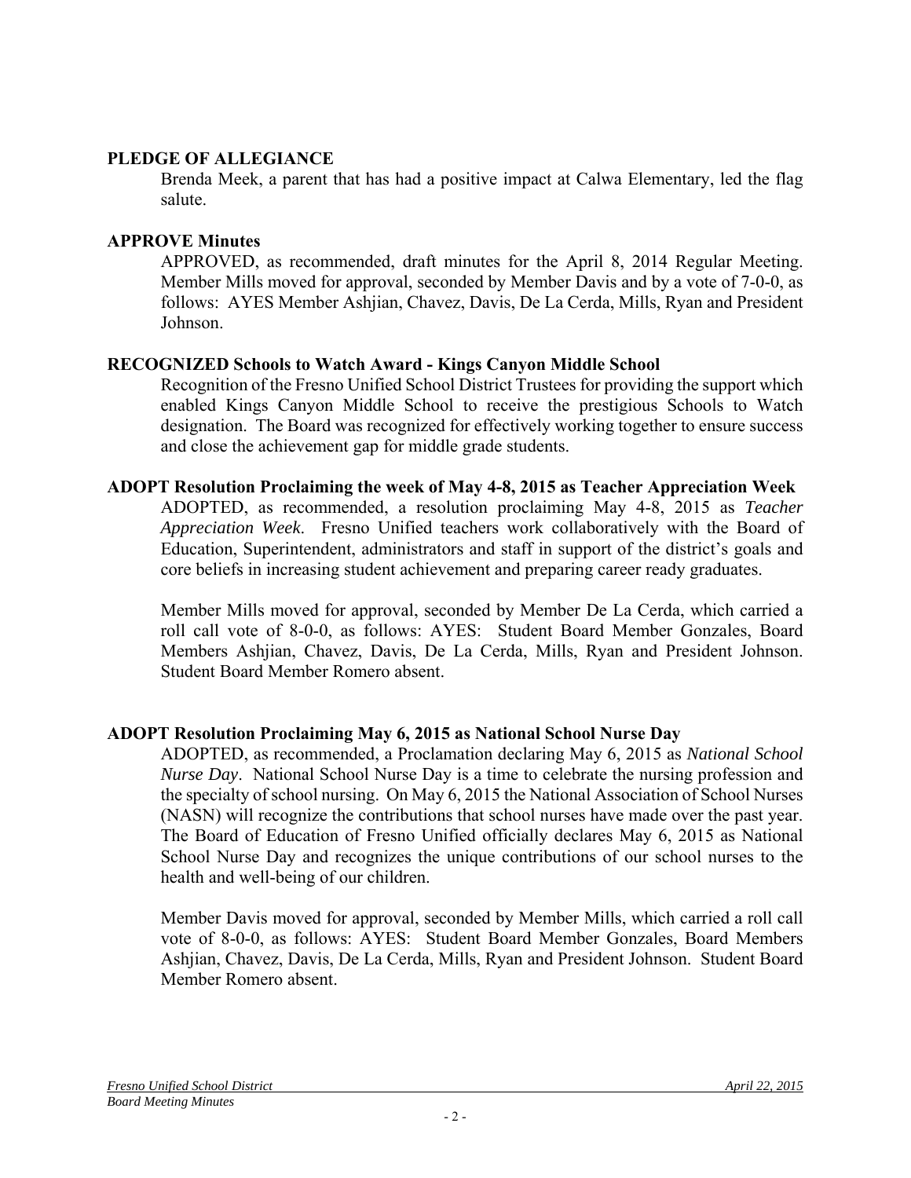**PLEDGE OF ALLEGIANCE**

Brenda Meek, a parent that has had a positive impact at Calwa Elementary, led the flag salute.

**APPROVE Minutes**

APPROVED, as recommended, draft minutes for the April 8, 2014 Regular Meeting. Member Mills moved for approval, seconded by Member Davis and by a vote of 7-0-0, as follows: AYES Member Ashjian, Chavez, Davis, De La Cerda, Mills, Ryan and President Johnson.

**RECOGNIZED Schools to Watch Award - Kings Canyon Middle School**

Recognition of the Fresno Unified School District Trustees for providing the support which enabled Kings Canyon Middle School to receive the prestigious Schools to Watch designation. The Board was recognized for effectively working together to ensure success and close the achievement gap for middle grade students.

**ADOPT Resolution Proclaiming the week of May 4-8, 2015 as Teacher Appreciation Week**

ADOPTED, as recommended, a resolution proclaiming May 4-8, 2015 as *Teacher Appreciation Week*. Fresno Unified teachers work collaboratively with the Board of Education, Superintendent, administrators and staff in support of the district's goals and core beliefs in increasing student achievement and preparing career ready graduates.

Member Mills moved for approval, seconded by Member De La Cerda, which carried a roll call vote of 8-0-0, as follows: AYES: Student Board Member Gonzales, Board Members Ashjian, Chavez, Davis, De La Cerda, Mills, Ryan and President Johnson. Student Board Member Romero absent.

**ADOPT Resolution Proclaiming May 6, 2015 as National School Nurse Day**

ADOPTED, as recommended, a Proclamation declaring May 6, 2015 as *National School Nurse Day*. National School Nurse Day is a time to celebrate the nursing profession and the specialty of school nursing. On May 6, 2015 the National Association of School Nurses (NASN) will recognize the contributions that school nurses have made over the past year. The Board of Education of Fresno Unified officially declares May 6, 2015 as National School Nurse Day and recognizes the unique contributions of our school nurses to the health and well-being of our children.

Member Davis moved for approval, seconded by Member Mills, which carried a roll call vote of 8-0-0, as follows: AYES: Student Board Member Gonzales, Board Members Ashjian, Chavez, Davis, De La Cerda, Mills, Ryan and President Johnson. Student Board Member Romero absent.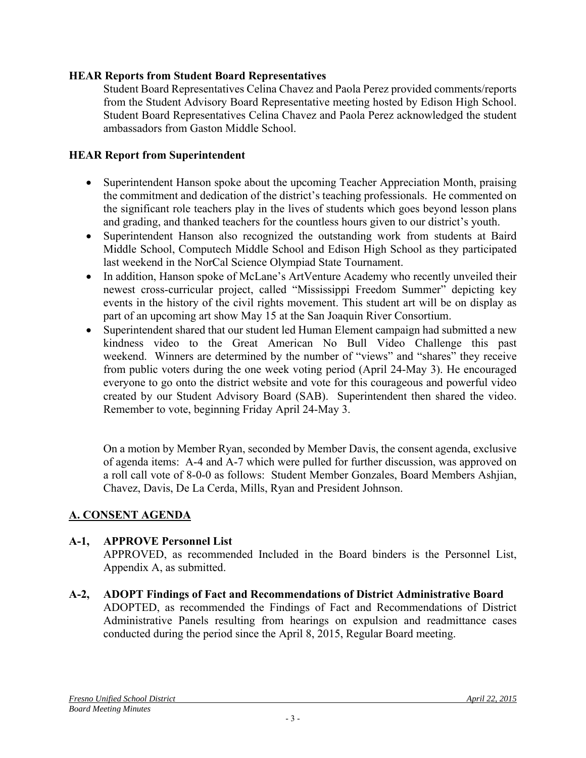**HEAR Reports from Student Board Representatives**

Student Board Representatives Celina Chavez and Paola Perez provided comments/reports from the Student Advisory Board Representative meeting hosted by Edison High School. Student Board Representatives Celina Chavez and Paola Perez acknowledged the student ambassadors from Gaston Middle School.

**HEAR Report from Superintendent**

- Superintendent Hanson spoke about the upcoming Teacher Appreciation Month, praising the commitment and dedication of the district's teaching professionals. He commented on the significant role teachers play in the lives of students which goes beyond lesson plans and grading, and thanked teachers for the countless hours given to our district's youth.
- Superintendent Hanson also recognized the outstanding work from students at Baird Middle School, Computech Middle School and Edison High School as they participated last weekend in the NorCal Science Olympiad State Tournament.
- In addition, Hanson spoke of McLane's ArtVenture Academy who recently unveiled their newest cross-curricular project, called "Mississippi Freedom Summer" depicting key events in the history of the civil rights movement. This student art will be on display as part of an upcoming art show May 15 at the San Joaquin River Consortium.
- Superintendent shared that our student led Human Element campaign had submitted a new kindness video to the Great American No Bull Video Challenge this past weekend. Winners are determined by the number of "views" and "shares" they receive from public voters during the one week voting period (April 24-May 3). He encouraged everyone to go onto the district website and vote for this courageous and powerful video created by our Student Advisory Board (SAB). Superintendent then shared the video. Remember to vote, beginning Friday April 24-May 3.

On a motion by Member Ryan, seconded by Member Davis, the consent agenda, exclusive of agenda items: A-4 and A-7 which were pulled for further discussion, was approved on a roll call vote of 8-0-0 as follows: Student Member Gonzales, Board Members Ashjian, Chavez, Davis, De La Cerda, Mills, Ryan and President Johnson.

## A. CONSENT AGENDA

**A-1, APPROVE Personnel List**

APPROVED, as recommended Included in the Board binders is the Personnel List, Appendix A, as submitted.

**A-2, ADOPT Findings of Fact and Recommendations of District Administrative Board**

ADOPTED, as recommended the Findings of Fact and Recommendations of District Administrative Panels resulting from hearings on expulsion and readmittance cases conducted during the period since the April 8, 2015, Regular Board meeting.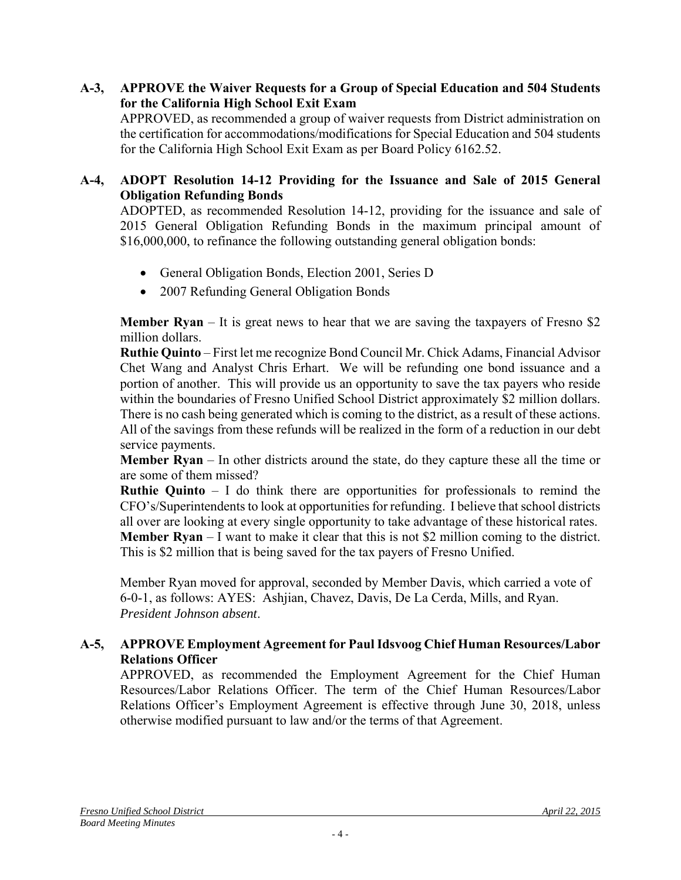**A-3, APPROVE the Waiver Requests for a Group of Special Education and 504 Students for the California High School Exit Exam**

APPROVED, as recommended a group of waiver requests from District administration on the certification for accommodations/modifications for Special Education and 504 students for the California High School Exit Exam as per Board Policy 6162.52.

**A-4, ADOPT Resolution 14-12 Providing for the Issuance and Sale of 2015 General Obligation Refunding Bonds**

ADOPTED, as recommended Resolution 14-12, providing for the issuance and sale of 2015 General Obligation Refunding Bonds in the maximum principal amount of $16,000,000, to refinance the following outstanding general obligation bonds:

- General Obligation Bonds, Election 2001, Series D
- 2007 Refunding General Obligation Bonds

**Member Ryan** – It is great news to hear that we are saving the taxpayers of Fresno $2 million dollars.

**Ruthie Quinto** – First let me recognize Bond Council Mr. Chick Adams, Financial Advisor Chet Wang and Analyst Chris Erhart. We will be refunding one bond issuance and a portion of another. This will provide us an opportunity to save the tax payers who reside within the boundaries of Fresno Unified School District approximately $2 million dollars. There is no cash being generated which is coming to the district, as a result of these actions. All of the savings from these refunds will be realized in the form of a reduction in our debt service payments.

**Member Ryan** – In other districts around the state, do they capture these all the time or are some of them missed?

**Ruthie Quinto** – I do think there are opportunities for professionals to remind the CFO's/Superintendents to look at opportunities for refunding. I believe that school districts all over are looking at every single opportunity to take advantage of these historical rates.

**Member Ryan** – I want to make it clear that this is not $2 million coming to the district. This is $2 million that is being saved for the tax payers of Fresno Unified.

Member Ryan moved for approval, seconded by Member Davis, which carried a vote of 6-0-1, as follows: AYES: Ashjian, Chavez, Davis, De La Cerda, Mills, and Ryan. *President Johnson absent*.

**A-5, APPROVE Employment Agreement for Paul Idsvoog Chief Human Resources/Labor Relations Officer**

APPROVED, as recommended the Employment Agreement for the Chief Human Resources/Labor Relations Officer. The term of the Chief Human Resources/Labor Relations Officer's Employment Agreement is effective through June 30, 2018, unless otherwise modified pursuant to law and/or the terms of that Agreement.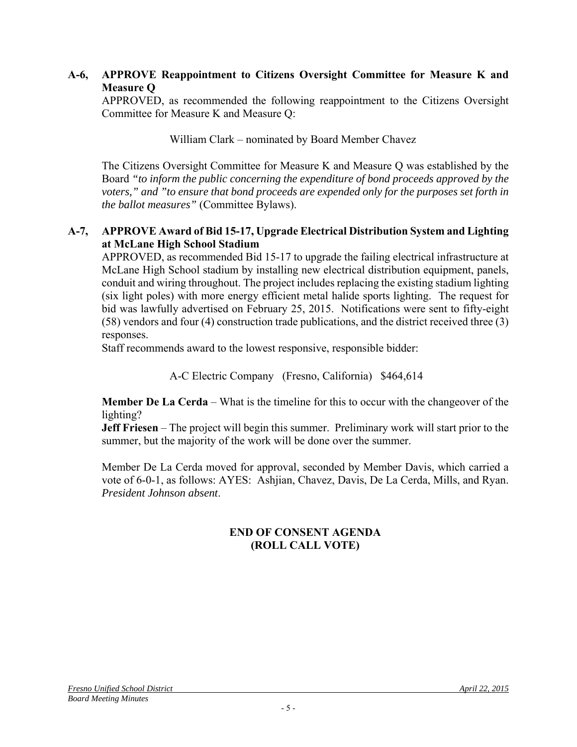**A-6, APPROVE Reappointment to Citizens Oversight Committee for Measure K and Measure Q**

APPROVED, as recommended the following reappointment to the Citizens Oversight Committee for Measure K and Measure Q:

William Clark – nominated by Board Member Chavez

The Citizens Oversight Committee for Measure K and Measure Q was established by the Board *"to inform the public concerning the expenditure of bond proceeds approved by the voters," and "to ensure that bond proceeds are expended only for the purposes set forth in the ballot measures"* (Committee Bylaws).

**A-7, APPROVE Award of Bid 15-17, Upgrade Electrical Distribution System and Lighting at McLane High School Stadium**

APPROVED, as recommended Bid 15-17 to upgrade the failing electrical infrastructure at McLane High School stadium by installing new electrical distribution equipment, panels, conduit and wiring throughout. The project includes replacing the existing stadium lighting (six light poles) with more energy efficient metal halide sports lighting. The request for bid was lawfully advertised on February 25, 2015. Notifications were sent to fifty-eight (58) vendors and four (4) construction trade publications, and the district received three (3) responses.

Staff recommends award to the lowest responsive, responsible bidder:

A-C Electric Company (Fresno, California) $464,614

**Member De La Cerda** – What is the timeline for this to occur with the changeover of the lighting?

**Jeff Friesen** – The project will begin this summer. Preliminary work will start prior to the summer, but the majority of the work will be done over the summer.

Member De La Cerda moved for approval, seconded by Member Davis, which carried a vote of 6-0-1, as follows: AYES: Ashjian, Chavez, Davis, De La Cerda, Mills, and Ryan. *President Johnson absent*.

**END OF CONSENT AGENDA**
**(ROLL CALL VOTE)**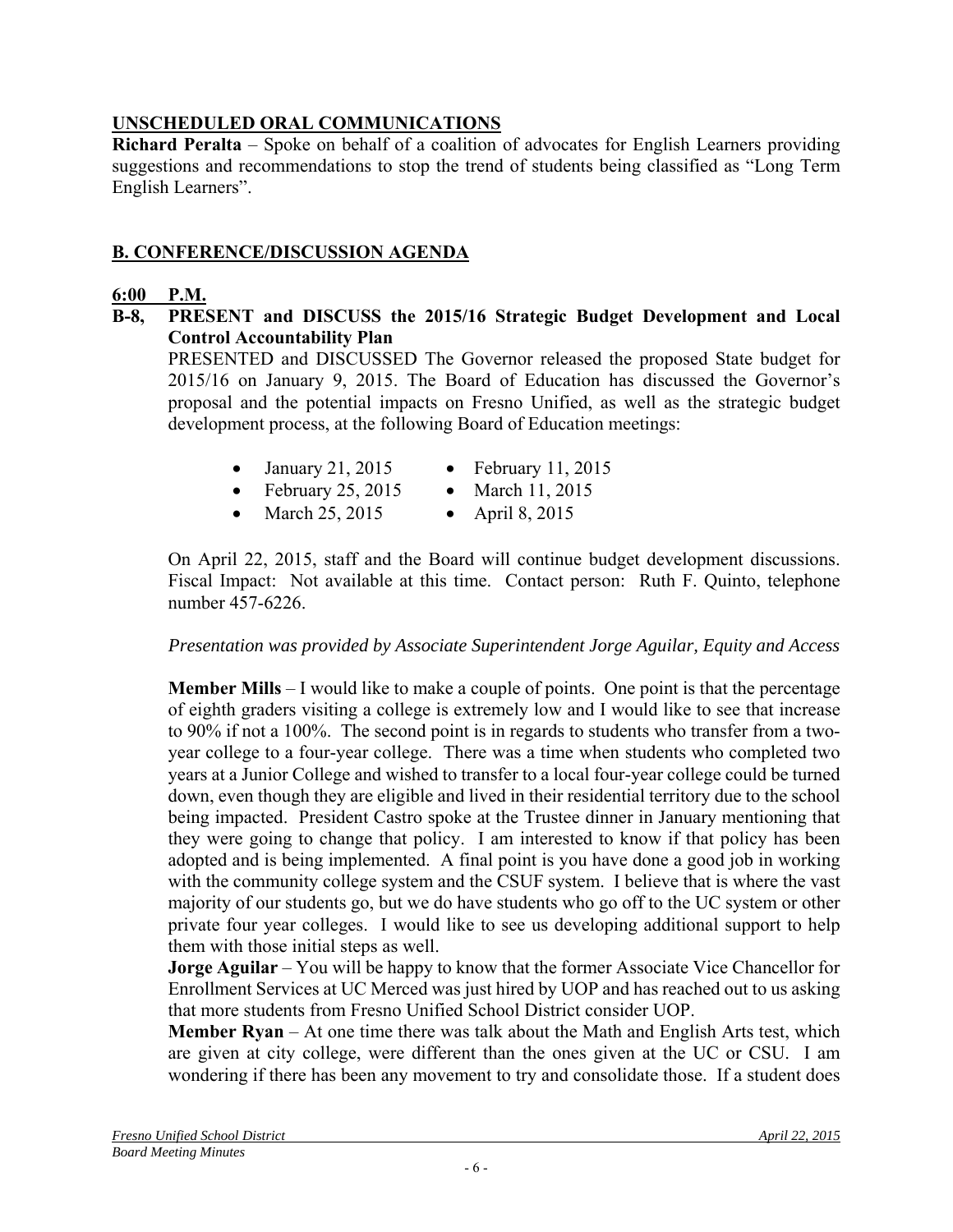## UNSCHEDULED ORAL COMMUNICATIONS

**Richard Peralta** – Spoke on behalf of a coalition of advocates for English Learners providing suggestions and recommendations to stop the trend of students being classified as "Long Term English Learners".

## B. CONFERENCE/DISCUSSION AGENDA

### 6:00 P.M.

**B-8, PRESENT and DISCUSS the 2015/16 Strategic Budget Development and Local Control Accountability Plan**

PRESENTED and DISCUSSED The Governor released the proposed State budget for 2015/16 on January 9, 2015. The Board of Education has discussed the Governor's proposal and the potential impacts on Fresno Unified, as well as the strategic budget development process, at the following Board of Education meetings:

- January 21, 2015
- February 11, 2015
- February 25, 2015
- March 11, 2015
- March 25, 2015
- April 8, 2015

On April 22, 2015, staff and the Board will continue budget development discussions. Fiscal Impact: Not available at this time. Contact person: Ruth F. Quinto, telephone number 457-6226.

*Presentation was provided by Associate Superintendent Jorge Aguilar, Equity and Access*

**Member Mills** – I would like to make a couple of points. One point is that the percentage of eighth graders visiting a college is extremely low and I would like to see that increase to 90% if not a 100%. The second point is in regards to students who transfer from a two-year college to a four-year college. There was a time when students who completed two years at a Junior College and wished to transfer to a local four-year college could be turned down, even though they are eligible and lived in their residential territory due to the school being impacted. President Castro spoke at the Trustee dinner in January mentioning that they were going to change that policy. I am interested to know if that policy has been adopted and is being implemented. A final point is you have done a good job in working with the community college system and the CSUF system. I believe that is where the vast majority of our students go, but we do have students who go off to the UC system or other private four year colleges. I would like to see us developing additional support to help them with those initial steps as well.

**Jorge Aguilar** – You will be happy to know that the former Associate Vice Chancellor for Enrollment Services at UC Merced was just hired by UOP and has reached out to us asking that more students from Fresno Unified School District consider UOP.

**Member Ryan** – At one time there was talk about the Math and English Arts test, which are given at city college, were different than the ones given at the UC or CSU. I am wondering if there has been any movement to try and consolidate those. If a student does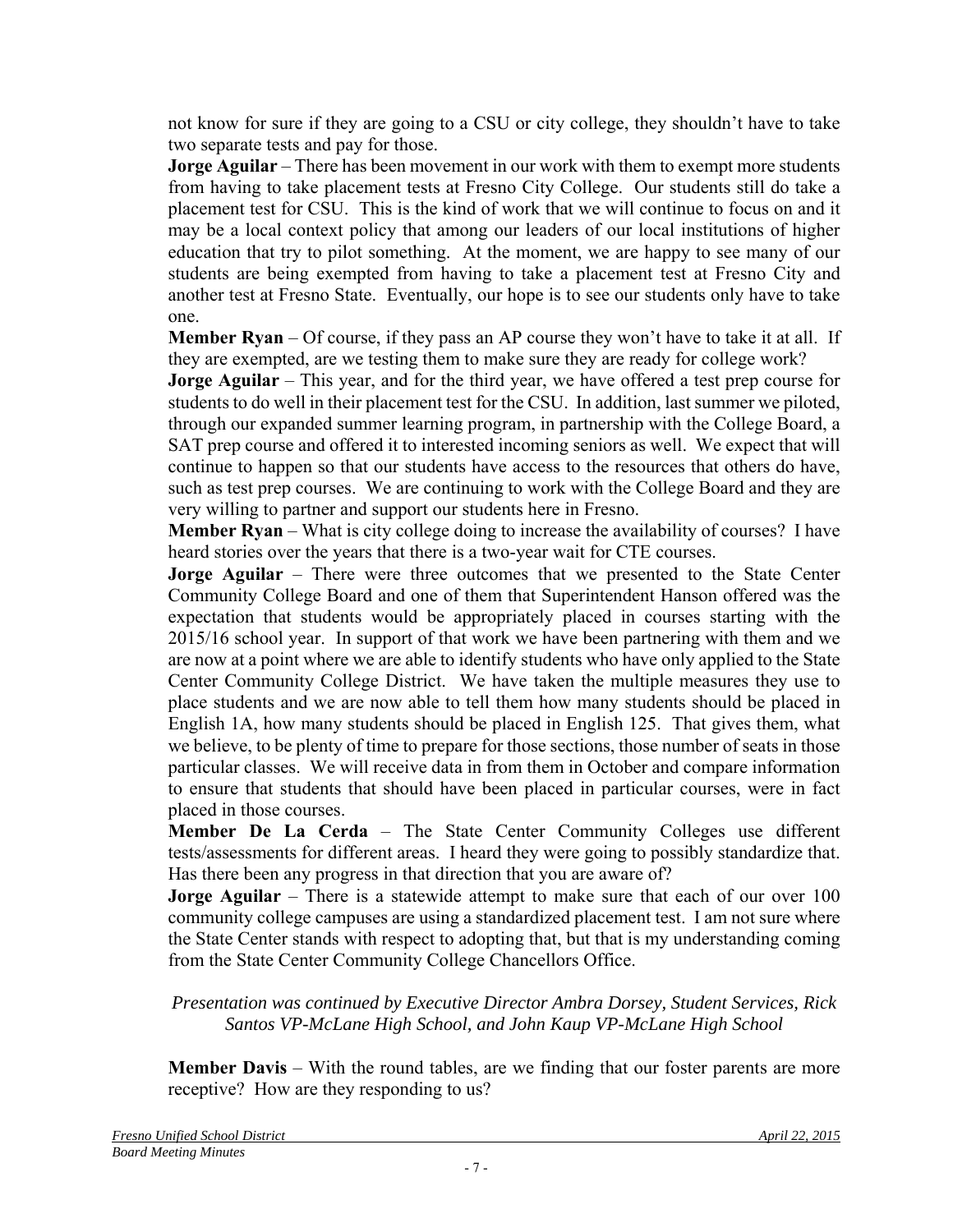not know for sure if they are going to a CSU or city college, they shouldn't have to take two separate tests and pay for those.

**Jorge Aguilar** – There has been movement in our work with them to exempt more students from having to take placement tests at Fresno City College. Our students still do take a placement test for CSU. This is the kind of work that we will continue to focus on and it may be a local context policy that among our leaders of our local institutions of higher education that try to pilot something. At the moment, we are happy to see many of our students are being exempted from having to take a placement test at Fresno City and another test at Fresno State. Eventually, our hope is to see our students only have to take one.

**Member Ryan** – Of course, if they pass an AP course they won't have to take it at all. If they are exempted, are we testing them to make sure they are ready for college work?

**Jorge Aguilar** – This year, and for the third year, we have offered a test prep course for students to do well in their placement test for the CSU. In addition, last summer we piloted, through our expanded summer learning program, in partnership with the College Board, a SAT prep course and offered it to interested incoming seniors as well. We expect that will continue to happen so that our students have access to the resources that others do have, such as test prep courses. We are continuing to work with the College Board and they are very willing to partner and support our students here in Fresno.

**Member Ryan** – What is city college doing to increase the availability of courses? I have heard stories over the years that there is a two-year wait for CTE courses.

**Jorge Aguilar** – There were three outcomes that we presented to the State Center Community College Board and one of them that Superintendent Hanson offered was the expectation that students would be appropriately placed in courses starting with the 2015/16 school year. In support of that work we have been partnering with them and we are now at a point where we are able to identify students who have only applied to the State Center Community College District. We have taken the multiple measures they use to place students and we are now able to tell them how many students should be placed in English 1A, how many students should be placed in English 125. That gives them, what we believe, to be plenty of time to prepare for those sections, those number of seats in those particular classes. We will receive data in from them in October and compare information to ensure that students that should have been placed in particular courses, were in fact placed in those courses.

**Member De La Cerda** – The State Center Community Colleges use different tests/assessments for different areas. I heard they were going to possibly standardize that. Has there been any progress in that direction that you are aware of?

**Jorge Aguilar** – There is a statewide attempt to make sure that each of our over 100 community college campuses are using a standardized placement test. I am not sure where the State Center stands with respect to adopting that, but that is my understanding coming from the State Center Community College Chancellors Office.

*Presentation was continued by Executive Director Ambra Dorsey, Student Services, Rick Santos VP-McLane High School, and John Kaup VP-McLane High School*

**Member Davis** – With the round tables, are we finding that our foster parents are more receptive? How are they responding to us?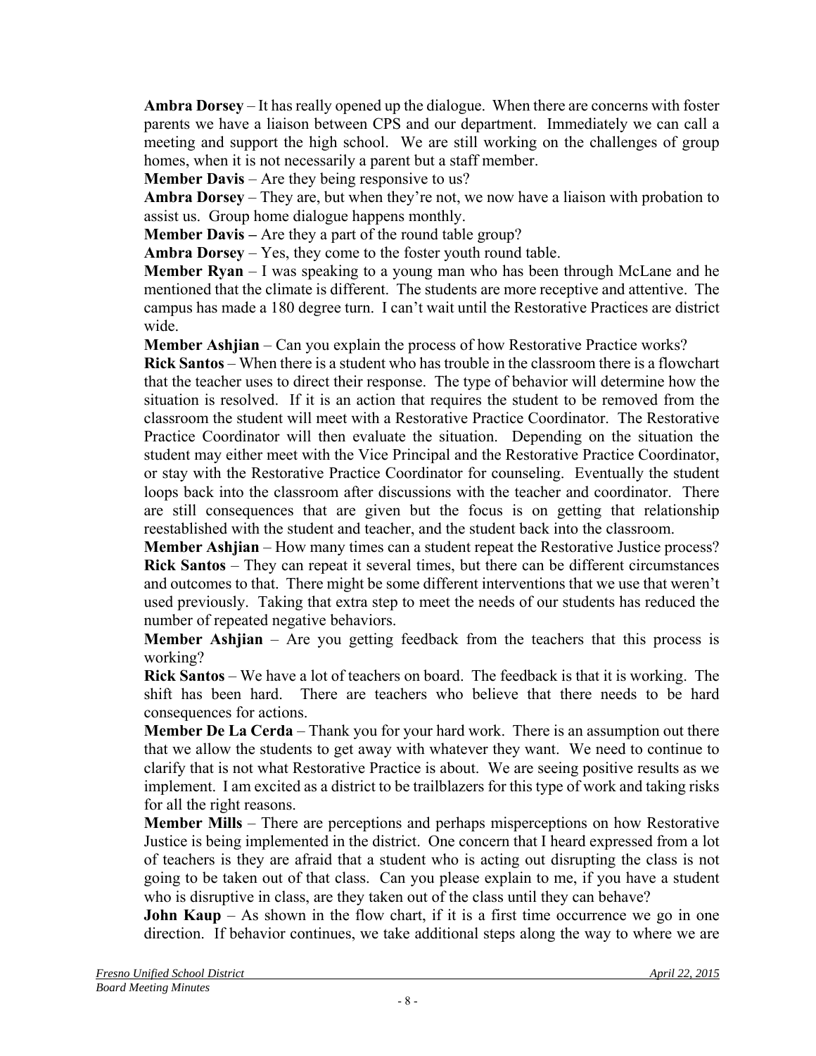**Ambra Dorsey** – It has really opened up the dialogue. When there are concerns with foster parents we have a liaison between CPS and our department. Immediately we can call a meeting and support the high school. We are still working on the challenges of group homes, when it is not necessarily a parent but a staff member.

**Member Davis** – Are they being responsive to us?

**Ambra Dorsey** – They are, but when they're not, we now have a liaison with probation to assist us. Group home dialogue happens monthly.

**Member Davis –** Are they a part of the round table group?

**Ambra Dorsey** – Yes, they come to the foster youth round table.

**Member Ryan** – I was speaking to a young man who has been through McLane and he mentioned that the climate is different. The students are more receptive and attentive. The campus has made a 180 degree turn. I can't wait until the Restorative Practices are district wide.

**Member Ashjian** – Can you explain the process of how Restorative Practice works?

**Rick Santos** – When there is a student who has trouble in the classroom there is a flowchart that the teacher uses to direct their response. The type of behavior will determine how the situation is resolved. If it is an action that requires the student to be removed from the classroom the student will meet with a Restorative Practice Coordinator. The Restorative Practice Coordinator will then evaluate the situation. Depending on the situation the student may either meet with the Vice Principal and the Restorative Practice Coordinator, or stay with the Restorative Practice Coordinator for counseling. Eventually the student loops back into the classroom after discussions with the teacher and coordinator. There are still consequences that are given but the focus is on getting that relationship reestablished with the student and teacher, and the student back into the classroom.

**Member Ashjian** – How many times can a student repeat the Restorative Justice process?

**Rick Santos** – They can repeat it several times, but there can be different circumstances and outcomes to that. There might be some different interventions that we use that weren't used previously. Taking that extra step to meet the needs of our students has reduced the number of repeated negative behaviors.

**Member Ashjian** – Are you getting feedback from the teachers that this process is working?

**Rick Santos** – We have a lot of teachers on board. The feedback is that it is working. The shift has been hard. There are teachers who believe that there needs to be hard consequences for actions.

**Member De La Cerda** – Thank you for your hard work. There is an assumption out there that we allow the students to get away with whatever they want. We need to continue to clarify that is not what Restorative Practice is about. We are seeing positive results as we implement. I am excited as a district to be trailblazers for this type of work and taking risks for all the right reasons.

**Member Mills** – There are perceptions and perhaps misperceptions on how Restorative Justice is being implemented in the district. One concern that I heard expressed from a lot of teachers is they are afraid that a student who is acting out disrupting the class is not going to be taken out of that class. Can you please explain to me, if you have a student who is disruptive in class, are they taken out of the class until they can behave?

**John Kaup** – As shown in the flow chart, if it is a first time occurrence we go in one direction. If behavior continues, we take additional steps along the way to where we are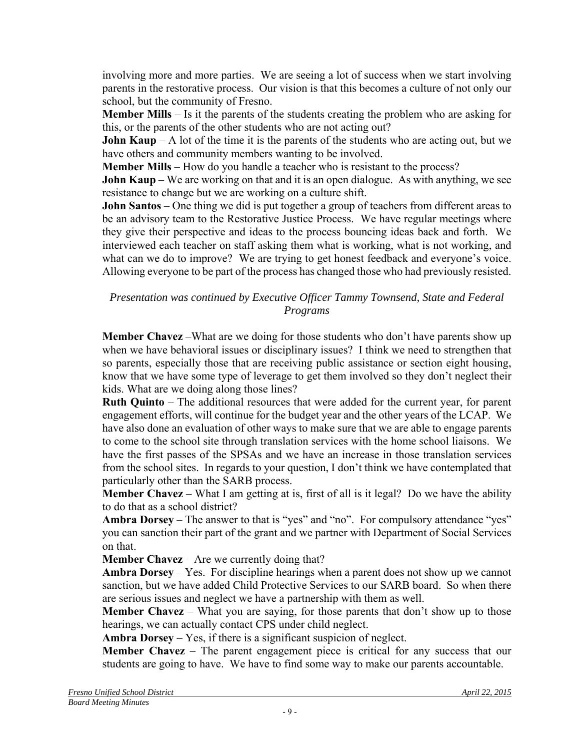involving more and more parties. We are seeing a lot of success when we start involving parents in the restorative process. Our vision is that this becomes a culture of not only our school, but the community of Fresno.

**Member Mills** – Is it the parents of the students creating the problem who are asking for this, or the parents of the other students who are not acting out?

**John Kaup** – A lot of the time it is the parents of the students who are acting out, but we have others and community members wanting to be involved.

**Member Mills** – How do you handle a teacher who is resistant to the process?

**John Kaup** – We are working on that and it is an open dialogue. As with anything, we see resistance to change but we are working on a culture shift.

**John Santos** – One thing we did is put together a group of teachers from different areas to be an advisory team to the Restorative Justice Process. We have regular meetings where they give their perspective and ideas to the process bouncing ideas back and forth. We interviewed each teacher on staff asking them what is working, what is not working, and what can we do to improve? We are trying to get honest feedback and everyone's voice. Allowing everyone to be part of the process has changed those who had previously resisted.

*Presentation was continued by Executive Officer Tammy Townsend, State and Federal Programs*

**Member Chavez** –What are we doing for those students who don't have parents show up when we have behavioral issues or disciplinary issues? I think we need to strengthen that so parents, especially those that are receiving public assistance or section eight housing, know that we have some type of leverage to get them involved so they don't neglect their kids. What are we doing along those lines?

**Ruth Quinto** – The additional resources that were added for the current year, for parent engagement efforts, will continue for the budget year and the other years of the LCAP. We have also done an evaluation of other ways to make sure that we are able to engage parents to come to the school site through translation services with the home school liaisons. We have the first passes of the SPSAs and we have an increase in those translation services from the school sites. In regards to your question, I don't think we have contemplated that particularly other than the SARB process.

**Member Chavez** – What I am getting at is, first of all is it legal? Do we have the ability to do that as a school district?

**Ambra Dorsey** – The answer to that is "yes" and "no". For compulsory attendance "yes" you can sanction their part of the grant and we partner with Department of Social Services on that.

**Member Chavez** – Are we currently doing that?

**Ambra Dorsey** – Yes. For discipline hearings when a parent does not show up we cannot sanction, but we have added Child Protective Services to our SARB board. So when there are serious issues and neglect we have a partnership with them as well.

**Member Chavez** – What you are saying, for those parents that don't show up to those hearings, we can actually contact CPS under child neglect.

**Ambra Dorsey** – Yes, if there is a significant suspicion of neglect.

**Member Chavez** – The parent engagement piece is critical for any success that our students are going to have. We have to find some way to make our parents accountable.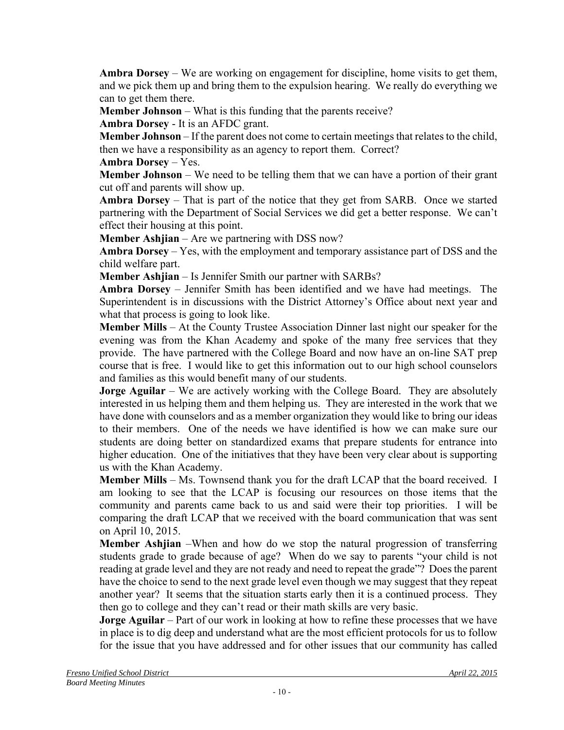**Ambra Dorsey** – We are working on engagement for discipline, home visits to get them, and we pick them up and bring them to the expulsion hearing. We really do everything we can to get them there.

**Member Johnson** – What is this funding that the parents receive?

**Ambra Dorsey** - It is an AFDC grant.

**Member Johnson** – If the parent does not come to certain meetings that relates to the child, then we have a responsibility as an agency to report them. Correct?

**Ambra Dorsey** – Yes.

**Member Johnson** – We need to be telling them that we can have a portion of their grant cut off and parents will show up.

**Ambra Dorsey** – That is part of the notice that they get from SARB. Once we started partnering with the Department of Social Services we did get a better response. We can't effect their housing at this point.

**Member Ashjian** – Are we partnering with DSS now?

**Ambra Dorsey** – Yes, with the employment and temporary assistance part of DSS and the child welfare part.

**Member Ashjian** – Is Jennifer Smith our partner with SARBs?

**Ambra Dorsey** – Jennifer Smith has been identified and we have had meetings. The Superintendent is in discussions with the District Attorney's Office about next year and what that process is going to look like.

**Member Mills** – At the County Trustee Association Dinner last night our speaker for the evening was from the Khan Academy and spoke of the many free services that they provide. The have partnered with the College Board and now have an on-line SAT prep course that is free. I would like to get this information out to our high school counselors and families as this would benefit many of our students.

**Jorge Aguilar** – We are actively working with the College Board. They are absolutely interested in us helping them and them helping us. They are interested in the work that we have done with counselors and as a member organization they would like to bring our ideas to their members. One of the needs we have identified is how we can make sure our students are doing better on standardized exams that prepare students for entrance into higher education. One of the initiatives that they have been very clear about is supporting us with the Khan Academy.

**Member Mills** – Ms. Townsend thank you for the draft LCAP that the board received. I am looking to see that the LCAP is focusing our resources on those items that the community and parents came back to us and said were their top priorities. I will be comparing the draft LCAP that we received with the board communication that was sent on April 10, 2015.

**Member Ashjian** –When and how do we stop the natural progression of transferring students grade to grade because of age? When do we say to parents "your child is not reading at grade level and they are not ready and need to repeat the grade"? Does the parent have the choice to send to the next grade level even though we may suggest that they repeat another year? It seems that the situation starts early then it is a continued process. They then go to college and they can't read or their math skills are very basic.

**Jorge Aguilar** – Part of our work in looking at how to refine these processes that we have in place is to dig deep and understand what are the most efficient protocols for us to follow for the issue that you have addressed and for other issues that our community has called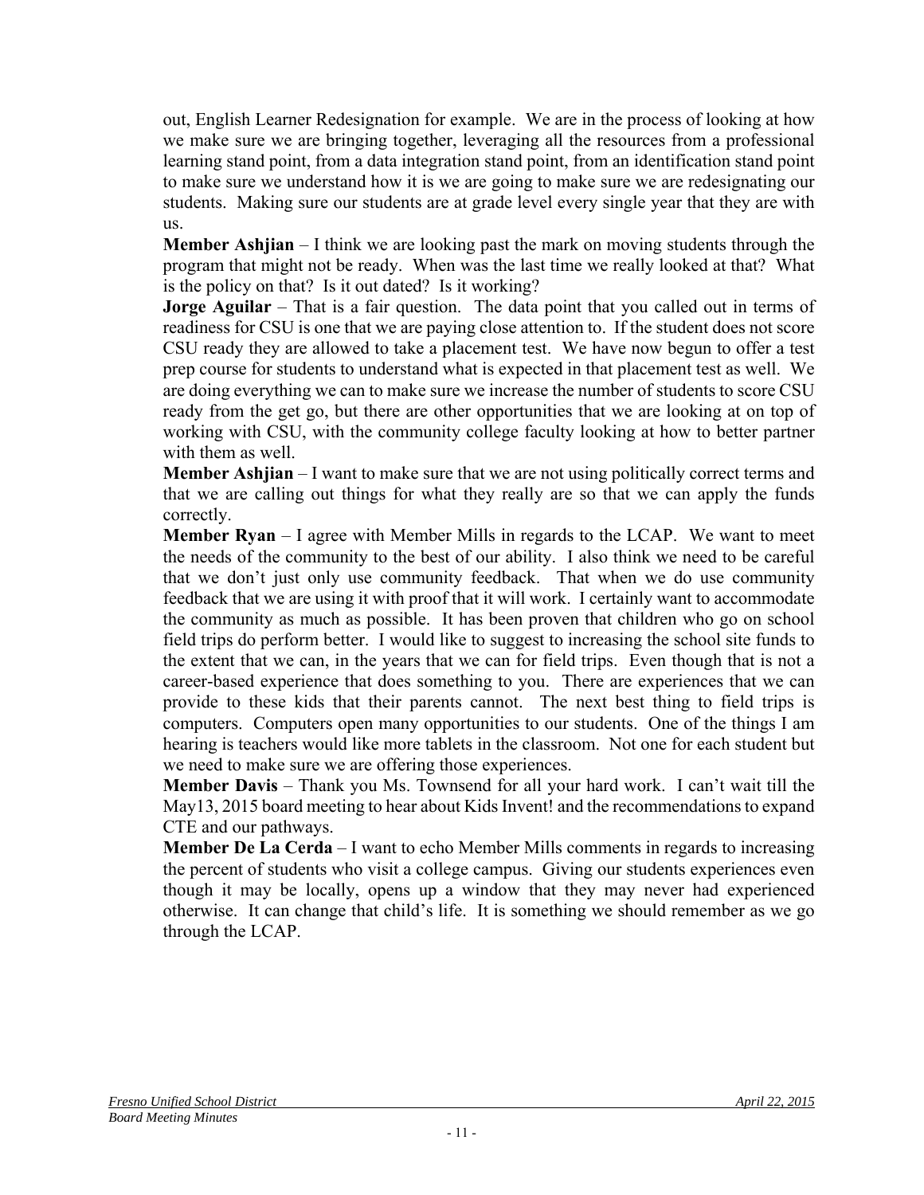out, English Learner Redesignation for example. We are in the process of looking at how we make sure we are bringing together, leveraging all the resources from a professional learning stand point, from a data integration stand point, from an identification stand point to make sure we understand how it is we are going to make sure we are redesignating our students. Making sure our students are at grade level every single year that they are with us.

**Member Ashjian** – I think we are looking past the mark on moving students through the program that might not be ready. When was the last time we really looked at that? What is the policy on that? Is it out dated? Is it working?

**Jorge Aguilar** – That is a fair question. The data point that you called out in terms of readiness for CSU is one that we are paying close attention to. If the student does not score CSU ready they are allowed to take a placement test. We have now begun to offer a test prep course for students to understand what is expected in that placement test as well. We are doing everything we can to make sure we increase the number of students to score CSU ready from the get go, but there are other opportunities that we are looking at on top of working with CSU, with the community college faculty looking at how to better partner with them as well.

**Member Ashjian** – I want to make sure that we are not using politically correct terms and that we are calling out things for what they really are so that we can apply the funds correctly.

**Member Ryan** – I agree with Member Mills in regards to the LCAP. We want to meet the needs of the community to the best of our ability. I also think we need to be careful that we don't just only use community feedback. That when we do use community feedback that we are using it with proof that it will work. I certainly want to accommodate the community as much as possible. It has been proven that children who go on school field trips do perform better. I would like to suggest to increasing the school site funds to the extent that we can, in the years that we can for field trips. Even though that is not a career-based experience that does something to you. There are experiences that we can provide to these kids that their parents cannot. The next best thing to field trips is computers. Computers open many opportunities to our students. One of the things I am hearing is teachers would like more tablets in the classroom. Not one for each student but we need to make sure we are offering those experiences.

**Member Davis** – Thank you Ms. Townsend for all your hard work. I can't wait till the May13, 2015 board meeting to hear about Kids Invent! and the recommendations to expand CTE and our pathways.

**Member De La Cerda** – I want to echo Member Mills comments in regards to increasing the percent of students who visit a college campus. Giving our students experiences even though it may be locally, opens up a window that they may never had experienced otherwise. It can change that child's life. It is something we should remember as we go through the LCAP.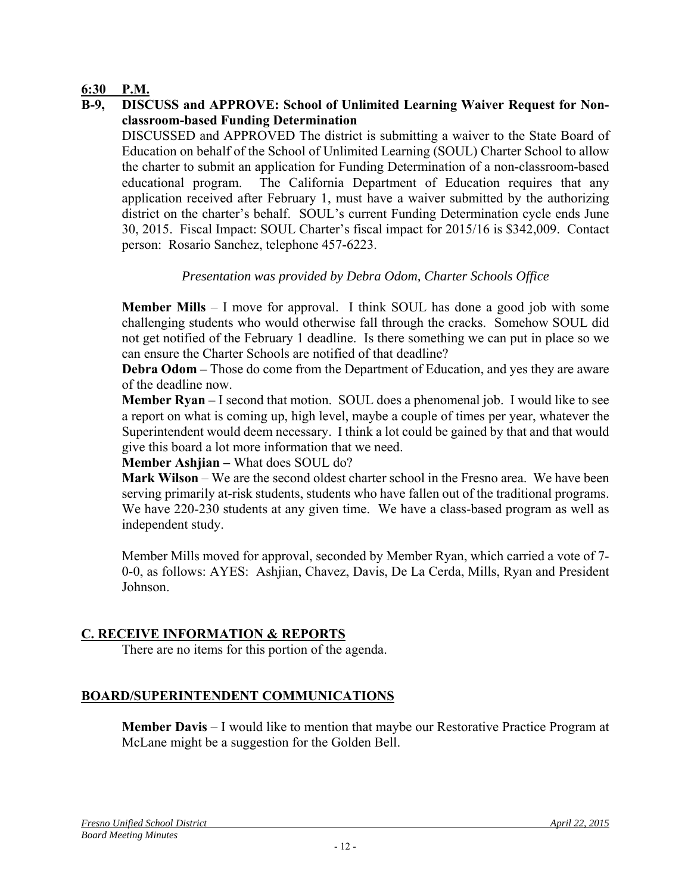**6:30 P.M.**

**B-9, DISCUSS and APPROVE: School of Unlimited Learning Waiver Request for Non-classroom-based Funding Determination**

DISCUSSED and APPROVED The district is submitting a waiver to the State Board of Education on behalf of the School of Unlimited Learning (SOUL) Charter School to allow the charter to submit an application for Funding Determination of a non-classroom-based educational program. The California Department of Education requires that any application received after February 1, must have a waiver submitted by the authorizing district on the charter's behalf. SOUL's current Funding Determination cycle ends June 30, 2015. Fiscal Impact: SOUL Charter's fiscal impact for 2015/16 is $342,009. Contact person: Rosario Sanchez, telephone 457-6223.

*Presentation was provided by Debra Odom, Charter Schools Office*

**Member Mills** – I move for approval. I think SOUL has done a good job with some challenging students who would otherwise fall through the cracks. Somehow SOUL did not get notified of the February 1 deadline. Is there something we can put in place so we can ensure the Charter Schools are notified of that deadline?

**Debra Odom –** Those do come from the Department of Education, and yes they are aware of the deadline now.

**Member Ryan –** I second that motion. SOUL does a phenomenal job. I would like to see a report on what is coming up, high level, maybe a couple of times per year, whatever the Superintendent would deem necessary. I think a lot could be gained by that and that would give this board a lot more information that we need.

**Member Ashjian –** What does SOUL do?

**Mark Wilson** – We are the second oldest charter school in the Fresno area. We have been serving primarily at-risk students, students who have fallen out of the traditional programs. We have 220-230 students at any given time. We have a class-based program as well as independent study.

Member Mills moved for approval, seconded by Member Ryan, which carried a vote of 7-0-0, as follows: AYES: Ashjian, Chavez, Davis, De La Cerda, Mills, Ryan and President Johnson.

## C. RECEIVE INFORMATION & REPORTS

There are no items for this portion of the agenda.

## BOARD/SUPERINTENDENT COMMUNICATIONS

**Member Davis** – I would like to mention that maybe our Restorative Practice Program at McLane might be a suggestion for the Golden Bell.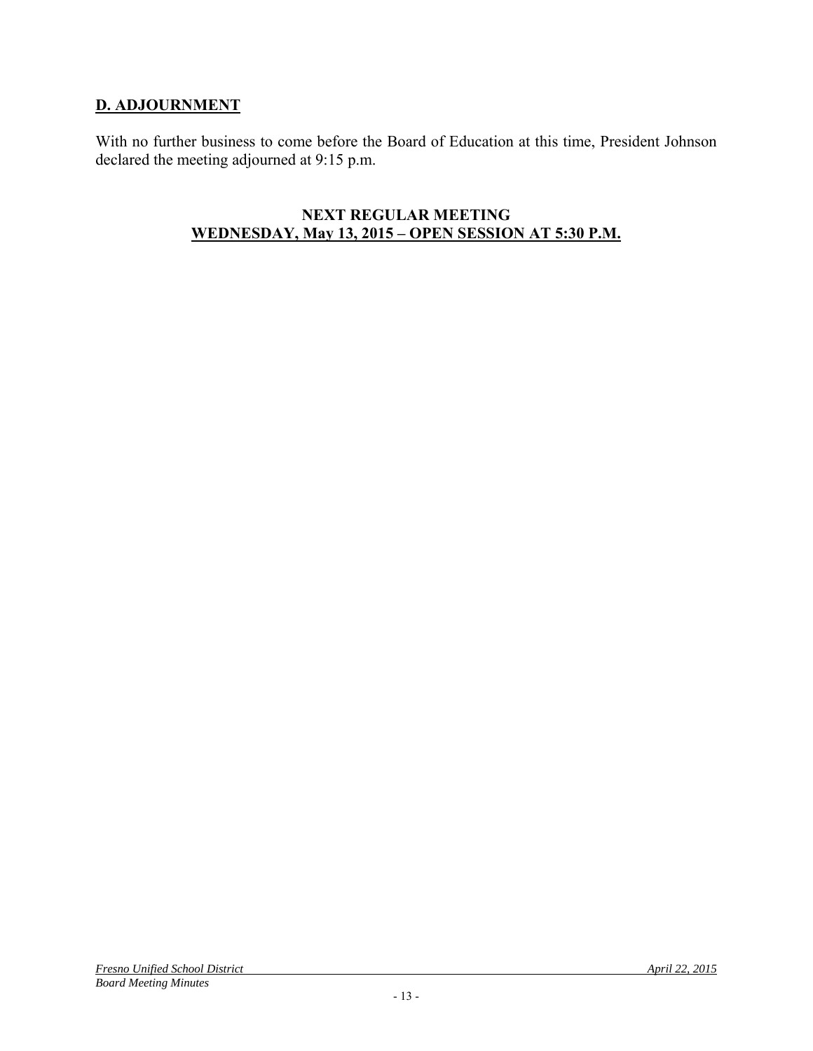## D. ADJOURNMENT

With no further business to come before the Board of Education at this time, President Johnson declared the meeting adjourned at 9:15 p.m.

**NEXT REGULAR MEETING**
**WEDNESDAY, May 13, 2015 – OPEN SESSION AT 5:30 P.M.**